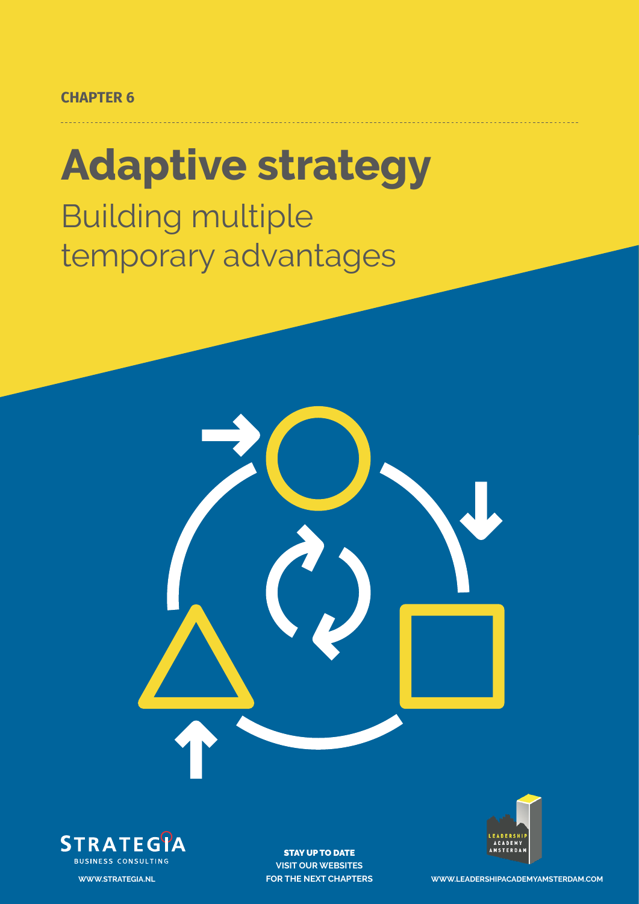CHAPTER 6

# Adaptive strategy

## Building multiple temporary advantages

STRATEGIA
BUSINESS CONSULTING

WWW.STRATEGIA.NL

**STAY UP TO DATE**
**VISIT OUR WEBSITES**
**FOR THE NEXT CHAPTERS**

LEADERSHIP ACADEMY AMSTERDAM

WWW.LEADERSHIPACADEMYAMSTERDAM.COM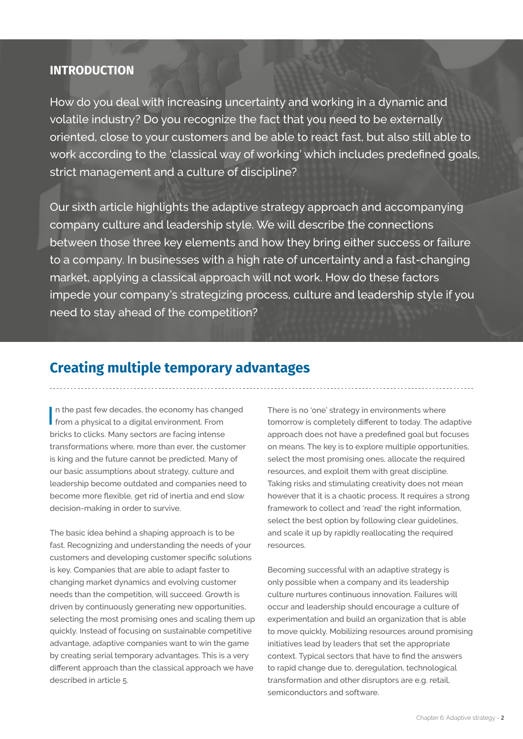## INTRODUCTION

How do you deal with increasing uncertainty and working in a dynamic and volatile industry? Do you recognize the fact that you need to be externally oriented, close to your customers and be able to react fast, but also still able to work according to the 'classical way of working' which includes predefined goals, strict management and a culture of discipline?

Our sixth article highlights the adaptive strategy approach and accompanying company culture and leadership style. We will describe the connections between those three key elements and how they bring either success or failure to a company. In businesses with a high rate of uncertainty and a fast-changing market, applying a classical approach will not work. How do these factors impede your company's strategizing process, culture and leadership style if you need to stay ahead of the competition?

## Creating multiple temporary advantages

In the past few decades, the economy has changed from a physical to a digital environment. From bricks to clicks. Many sectors are facing intense transformations where, more than ever, the customer is king and the future cannot be predicted. Many of our basic assumptions about strategy, culture and leadership become outdated and companies need to become more flexible, get rid of inertia and end slow decision-making in order to survive.

The basic idea behind a shaping approach is to be fast. Recognizing and understanding the needs of your customers and developing customer specific solutions is key. Companies that are able to adapt faster to changing market dynamics and evolving customer needs than the competition, will succeed. Growth is driven by continuously generating new opportunities, selecting the most promising ones and scaling them up quickly. Instead of focusing on sustainable competitive advantage, adaptive companies want to win the game by creating serial temporary advantages. This is a very different approach than the classical approach we have described in article 5.

There is no 'one' strategy in environments where tomorrow is completely different to today. The adaptive approach does not have a predefined goal but focuses on means. The key is to explore multiple opportunities, select the most promising ones, allocate the required resources, and exploit them with great discipline. Taking risks and stimulating creativity does not mean however that it is a chaotic process. It requires a strong framework to collect and 'read' the right information, select the best option by following clear guidelines, and scale it up by rapidly reallocating the required resources.

Becoming successful with an adaptive strategy is only possible when a company and its leadership culture nurtures continuous innovation. Failures will occur and leadership should encourage a culture of experimentation and build an organization that is able to move quickly. Mobilizing resources around promising initiatives lead by leaders that set the appropriate context. Typical sectors that have to find the answers to rapid change due to, deregulation, technological transformation and other disruptors are e.g. retail, semiconductors and software.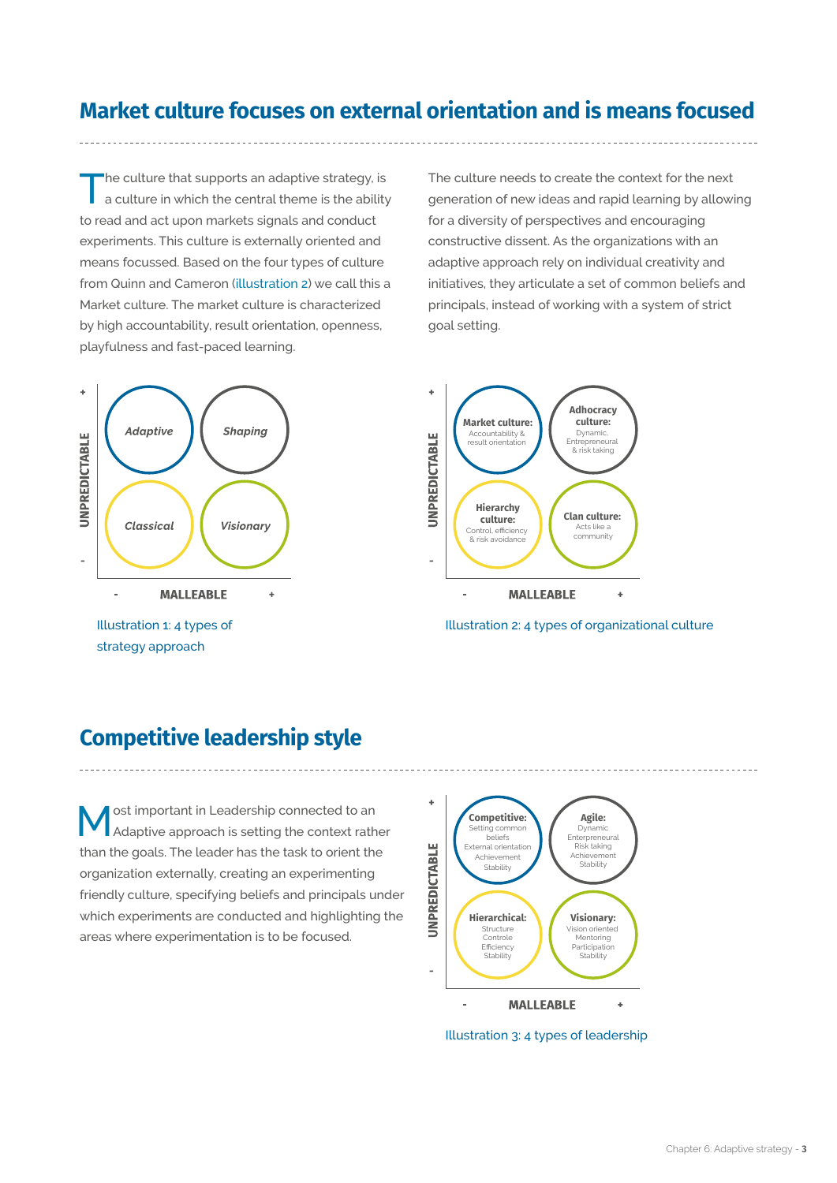## Market culture focuses on external orientation and is means focused

The culture that supports an adaptive strategy, is a culture in which the central theme is the ability to read and act upon markets signals and conduct experiments. This culture is externally oriented and means focussed. Based on the four types of culture from Quinn and Cameron (illustration 2) we call this a Market culture. The market culture is characterized by high accountability, result orientation, openness, playfulness and fast-paced learning.

The culture needs to create the context for the next generation of new ideas and rapid learning by allowing for a diversity of perspectives and encouraging constructive dissent. As the organizations with an adaptive approach rely on individual creativity and initiatives, they articulate a set of common beliefs and principals, instead of working with a system of strict goal setting.

| UNPREDICTABLE | - MALLEABLE | + MALLEABLE |
|---|---|---|
| + | *Adaptive* | *Shaping* |
| - | *Classical* | *Visionary* |

Illustration 1: 4 types of strategy approach

| UNPREDICTABLE | - MALLEABLE | + MALLEABLE |
|---|---|---|
| + | **Market culture:** Accountability & result orientation | **Adhocracy culture:** Dynamic, Entrepreneural & risk taking |
| - | **Hierarchy culture:** Control, efficiency & risk avoidance | **Clan culture:** Acts like a community |

Illustration 2: 4 types of organizational culture

## Competitive leadership style

Most important in Leadership connected to an Adaptive approach is setting the context rather than the goals. The leader has the task to orient the organization externally, creating an experimenting friendly culture, specifying beliefs and principals under which experiments are conducted and highlighting the areas where experimentation is to be focused.

| UNPREDICTABLE | - MALLEABLE | + MALLEABLE |
|---|---|---|
| + | **Competitive:** Setting common beliefs, External orientation, Achievement, Stability | **Agile:** Dynamic, Enterpreneural, Risk taking, Achievement, Stability |
| - | **Hierarchical:** Structure, Controle, Efficiency, Stability | **Visionary:** Vision oriented, Mentoring, Participation, Stability |

Illustration 3: 4 types of leadership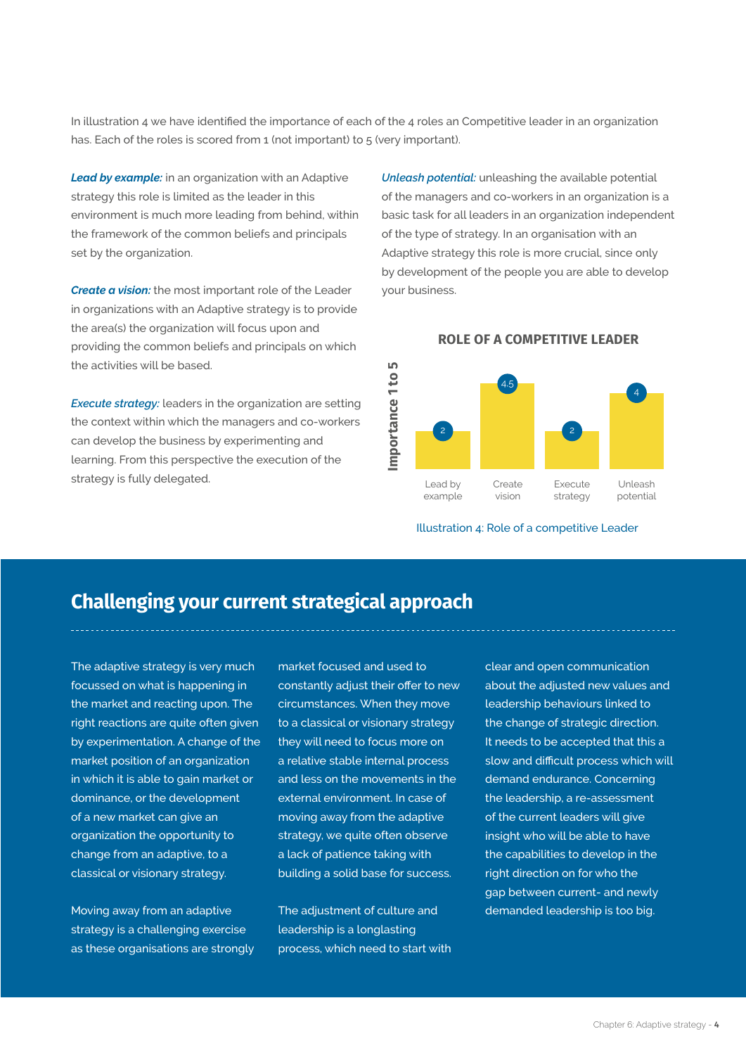In illustration 4 we have identified the importance of each of the 4 roles an Competitive leader in an organization has. Each of the roles is scored from 1 (not important) to 5 (very important).

***Lead by example:*** in an organization with an Adaptive strategy this role is limited as the leader in this environment is much more leading from behind, within the framework of the common beliefs and principals set by the organization.

***Create a vision:*** the most important role of the Leader in organizations with an Adaptive strategy is to provide the area(s) the organization will focus upon and providing the common beliefs and principals on which the activities will be based.

***Execute strategy:*** leaders in the organization are setting the context within which the managers and co-workers can develop the business by experimenting and learning. From this perspective the execution of the strategy is fully delegated.

***Unleash potential:*** unleashing the available potential of the managers and co-workers in an organization is a basic task for all leaders in an organization independent of the type of strategy. In an organisation with an Adaptive strategy this role is more crucial, since only by development of the people you are able to develop your business.

**ROLE OF A COMPETITIVE LEADER**

| Role | Importance 1 to 5 |
| --- | --- |
| Lead by example | 2 |
| Create vision | 4.5 |
| Execute strategy | 2 |
| Unleash potential | 4 |

Illustration 4: Role of a competitive Leader

## Challenging your current strategical approach

The adaptive strategy is very much focussed on what is happening in the market and reacting upon. The right reactions are quite often given by experimentation. A change of the market position of an organization in which it is able to gain market or dominance, or the development of a new market can give an organization the opportunity to change from an adaptive, to a classical or visionary strategy.

Moving away from an adaptive strategy is a challenging exercise as these organisations are strongly market focused and used to constantly adjust their offer to new circumstances. When they move to a classical or visionary strategy they will need to focus more on a relative stable internal process and less on the movements in the external environment. In case of moving away from the adaptive strategy, we quite often observe a lack of patience taking with building a solid base for success.

The adjustment of culture and leadership is a longlasting process, which need to start with clear and open communication about the adjusted new values and leadership behaviours linked to the change of strategic direction. It needs to be accepted that this a slow and difficult process which will demand endurance. Concerning the leadership, a re-assessment of the current leaders will give insight who will be able to have the capabilities to develop in the right direction on for who the gap between current- and newly demanded leadership is too big.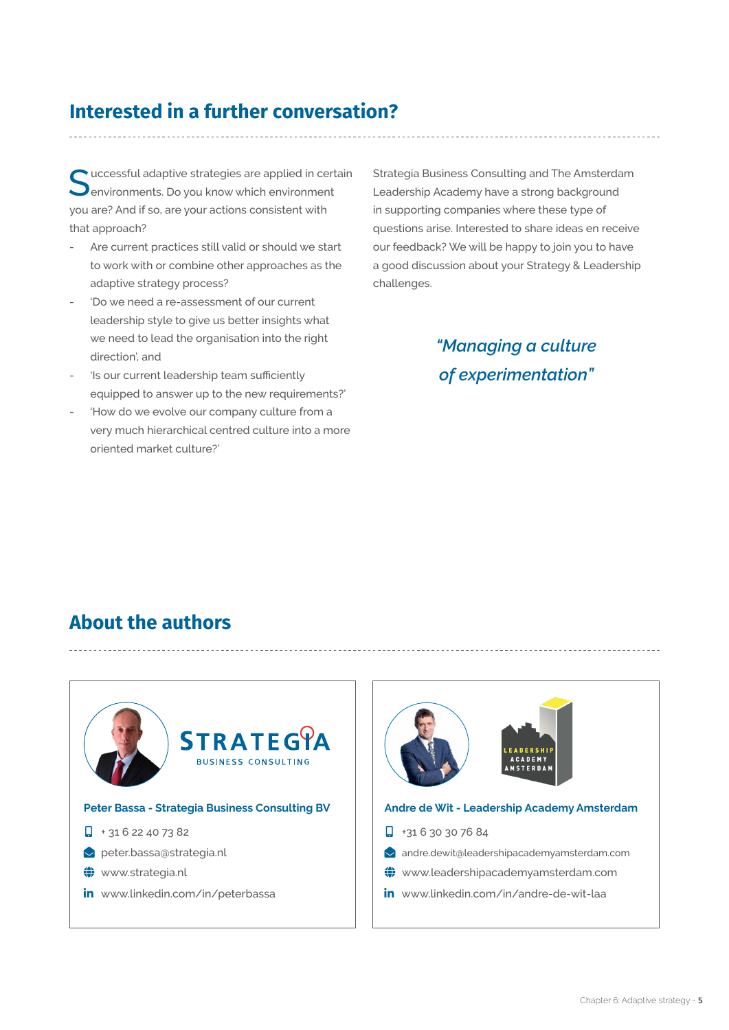## Interested in a further conversation?

Successful adaptive strategies are applied in certain environments. Do you know which environment you are? And if so, are your actions consistent with that approach?

- Are current practices still valid or should we start to work with or combine other approaches as the adaptive strategy process?
- 'Do we need a re-assessment of our current leadership style to give us better insights what we need to lead the organisation into the right direction', and
- 'Is our current leadership team sufficiently equipped to answer up to the new requirements?'
- 'How do we evolve our company culture from a very much hierarchical centred culture into a more oriented market culture?'

Strategia Business Consulting and The Amsterdam Leadership Academy have a strong background in supporting companies where these type of questions arise. Interested to share ideas en receive our feedback? We will be happy to join you to have a good discussion about your Strategy & Leadership challenges.

*"Managing a culture of experimentation"*

## About the authors

STRATEGIA
BUSINESS CONSULTING

**Peter Bassa - Strategia Business Consulting BV**

- + 31 6 22 40 73 82
- peter.bassa@strategia.nl
- www.strategia.nl
- www.linkedin.com/in/peterbassa

LEADERSHIP
ACADEMY
AMSTERDAM

**Andre de Wit - Leadership Academy Amsterdam**

- +31 6 30 30 76 84
- andre.dewit@leadershipacademyamsterdam.com
- www.leadershipacademyamsterdam.com
- www.linkedin.com/in/andre-de-wit-laa